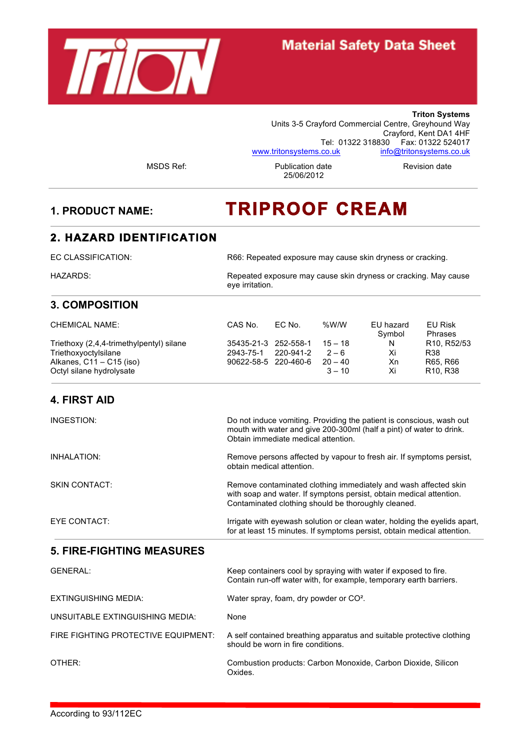# Material Safety Data Sheet

**Triton Systems**
Units 3-5 Crayford Commercial Centre, Greyhound Way
Crayford, Kent DA1 4HF
Tel: 01322 318830 Fax: 01322 524017
www.tritonsystems.co.uk info@tritonsystems.co.uk

| MSDS Ref: | Publication date | Revision date |
|---|---|---|
| | 25/06/2012 | |

## 1. PRODUCT NAME: TRIPROOF CREAM

## 2. HAZARD IDENTIFICATION

| | |
|---|---|
| EC CLASSIFICATION: | R66: Repeated exposure may cause skin dryness or cracking. |
| HAZARDS: | Repeated exposure may cause skin dryness or cracking. May cause eye irritation. |

## 3. COMPOSITION

| CHEMICAL NAME: | CAS No. | EC No. | %W/W | EU hazard Symbol | EU Risk Phrases |
|---|---|---|---|---|---|
| Triethoxy (2,4,4-trimethylpentyl) silane | 35435-21-3 | 252-558-1 | 15 – 18 | N | R10, R52/53 |
| Triethoxyoctylsilane | 2943-75-1 | 220-941-2 | 2 – 6 | Xi | R38 |
| Alkanes, C11 – C15 (iso) | 90622-58-5 | 220-460-6 | 20 – 40 | Xn | R65, R66 |
| Octyl silane hydrolysate | | | 3 – 10 | Xi | R10, R38 |

## 4. FIRST AID

| | |
|---|---|
| INGESTION: | Do not induce vomiting. Providing the patient is conscious, wash out mouth with water and give 200-300ml (half a pint) of water to drink. Obtain immediate medical attention. |
| INHALATION: | Remove persons affected by vapour to fresh air. If symptoms persist, obtain medical attention. |
| SKIN CONTACT: | Remove contaminated clothing immediately and wash affected skin with soap and water. If symptons persist, obtain medical attention. Contaminated clothing should be thoroughly cleaned. |
| EYE CONTACT: | Irrigate with eyewash solution or clean water, holding the eyelids apart, for at least 15 minutes. If symptoms persist, obtain medical attention. |

## 5. FIRE-FIGHTING MEASURES

| | |
|---|---|
| GENERAL: | Keep containers cool by spraying with water if exposed to fire. Contain run-off water with, for example, temporary earth barriers. |
| EXTINGUISHING MEDIA: | Water spray, foam, dry powder or $CO^2$. |
| UNSUITABLE EXTINGUISHING MEDIA: | None |
| FIRE FIGHTING PROTECTIVE EQUIPMENT: | A self contained breathing apparatus and suitable protective clothing should be worn in fire conditions. |
| OTHER: | Combustion products: Carbon Monoxide, Carbon Dioxide, Silicon Oxides. |

According to 93/112EC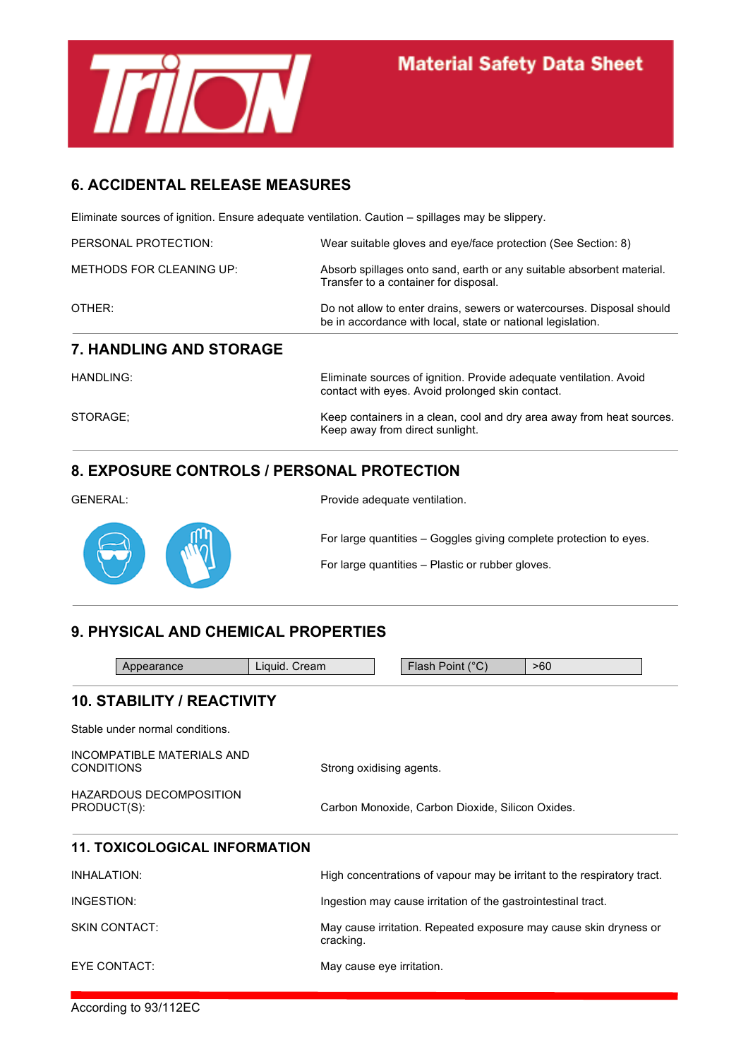## 6. ACCIDENTAL RELEASE MEASURES

Eliminate sources of ignition. Ensure adequate ventilation. Caution – spillages may be slippery.

| | |
|---|---|
| PERSONAL PROTECTION: | Wear suitable gloves and eye/face protection (See Section: 8) |
| METHODS FOR CLEANING UP: | Absorb spillages onto sand, earth or any suitable absorbent material. Transfer to a container for disposal. |
| OTHER: | Do not allow to enter drains, sewers or watercourses. Disposal should be in accordance with local, state or national legislation. |

## 7. HANDLING AND STORAGE

| | |
|---|---|
| HANDLING: | Eliminate sources of ignition. Provide adequate ventilation. Avoid contact with eyes. Avoid prolonged skin contact. |
| STORAGE; | Keep containers in a clean, cool and dry area away from heat sources. Keep away from direct sunlight. |

## 8. EXPOSURE CONTROLS / PERSONAL PROTECTION

| | |
|---|---|
| GENERAL: | Provide adequate ventilation. |

For large quantities – Goggles giving complete protection to eyes.

For large quantities – Plastic or rubber gloves.

## 9. PHYSICAL AND CHEMICAL PROPERTIES

| Appearance | Liquid. Cream | Flash Point (°C) | >60 |
|---|---|---|---|

## 10. STABILITY / REACTIVITY

Stable under normal conditions.

| | |
|---|---|
| INCOMPATIBLE MATERIALS AND CONDITIONS | Strong oxidising agents. |
| HAZARDOUS DECOMPOSITION PRODUCT(S): | Carbon Monoxide, Carbon Dioxide, Silicon Oxides. |

## 11. TOXICOLOGICAL INFORMATION

| | |
|---|---|
| INHALATION: | High concentrations of vapour may be irritant to the respiratory tract. |
| INGESTION: | Ingestion may cause irritation of the gastrointestinal tract. |
| SKIN CONTACT: | May cause irritation. Repeated exposure may cause skin dryness or cracking. |
| EYE CONTACT: | May cause eye irritation. |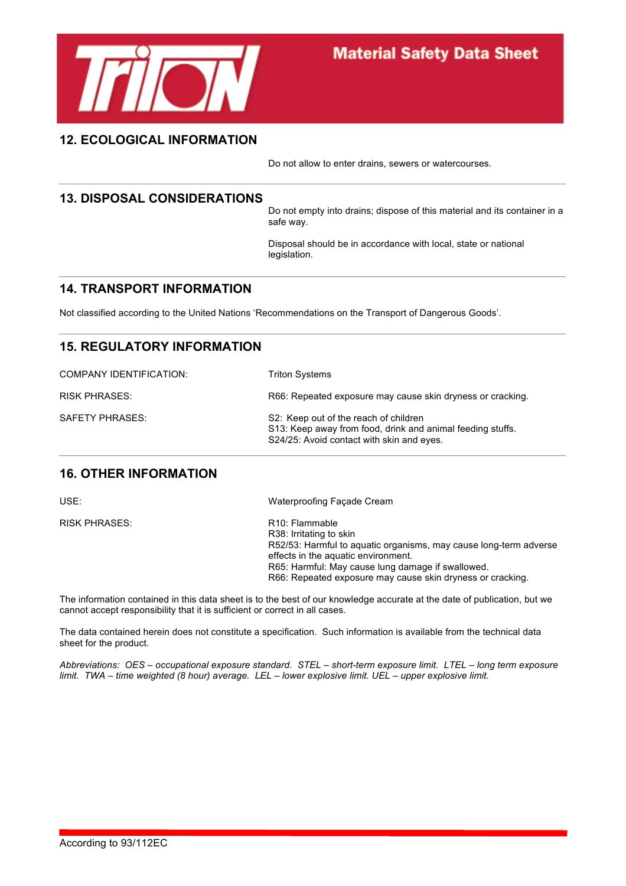## 12. ECOLOGICAL INFORMATION

Do not allow to enter drains, sewers or watercourses.

## 13. DISPOSAL CONSIDERATIONS

Do not empty into drains; dispose of this material and its container in a safe way.

Disposal should be in accordance with local, state or national legislation.

## 14. TRANSPORT INFORMATION

Not classified according to the United Nations 'Recommendations on the Transport of Dangerous Goods'.

## 15. REGULATORY INFORMATION

| | |
|---|---|
| COMPANY IDENTIFICATION: | Triton Systems |
| RISK PHRASES: | R66: Repeated exposure may cause skin dryness or cracking. |
| SAFETY PHRASES: | S2: Keep out of the reach of children<br>S13: Keep away from food, drink and animal feeding stuffs.<br>S24/25: Avoid contact with skin and eyes. |

## 16. OTHER INFORMATION

| | |
|---|---|
| USE: | Waterproofing Façade Cream |
| RISK PHRASES: | R10: Flammable<br>R38: Irritating to skin<br>R52/53: Harmful to aquatic organisms, may cause long-term adverse effects in the aquatic environment.<br>R65: Harmful: May cause lung damage if swallowed.<br>R66: Repeated exposure may cause skin dryness or cracking. |

The information contained in this data sheet is to the best of our knowledge accurate at the date of publication, but we cannot accept responsibility that it is sufficient or correct in all cases.

The data contained herein does not constitute a specification. Such information is available from the technical data sheet for the product.

*Abbreviations: OES – occupational exposure standard. STEL – short-term exposure limit. LTEL – long term exposure limit. TWA – time weighted (8 hour) average. LEL – lower explosive limit. UEL – upper explosive limit.*